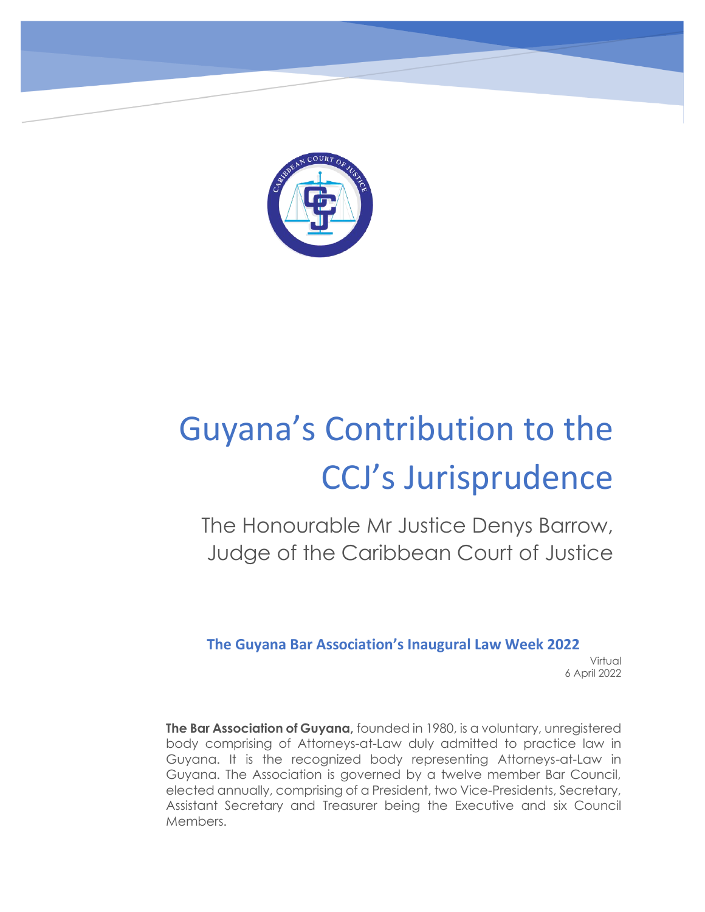# Guyana's Contribution to the CCJ's Jurisprudence

The Honourable Mr Justice Denys Barrow, Judge of the Caribbean Court of Justice

**The Guyana Bar Association's Inaugural Law Week 2022**

Virtual
6 April 2022

**The Bar Association of Guyana,** founded in 1980, is a voluntary, unregistered body comprising of Attorneys-at-Law duly admitted to practice law in Guyana. It is the recognized body representing Attorneys-at-Law in Guyana. The Association is governed by a twelve member Bar Council, elected annually, comprising of a President, two Vice-Presidents, Secretary, Assistant Secretary and Treasurer being the Executive and six Council Members.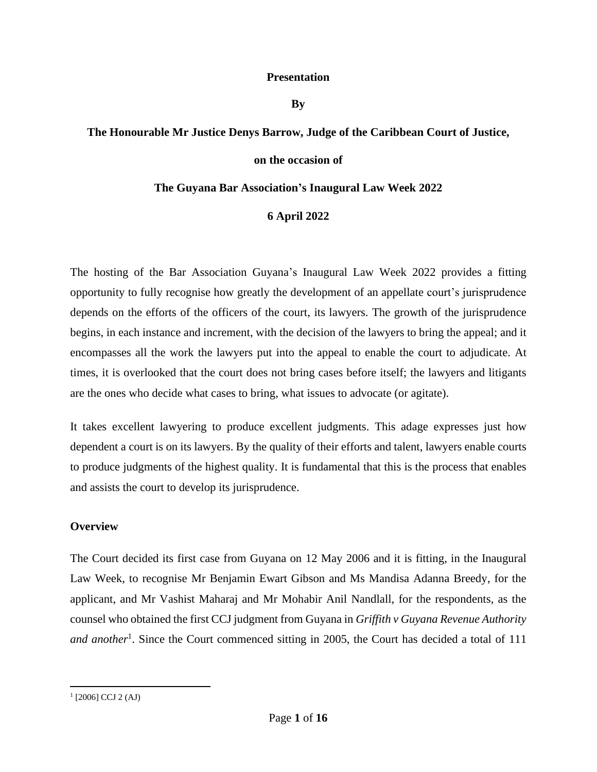**Presentation**

**By**

**The Honourable Mr Justice Denys Barrow, Judge of the Caribbean Court of Justice,**

**on the occasion of**

**The Guyana Bar Association's Inaugural Law Week 2022**

**6 April 2022**

The hosting of the Bar Association Guyana's Inaugural Law Week 2022 provides a fitting opportunity to fully recognise how greatly the development of an appellate court's jurisprudence depends on the efforts of the officers of the court, its lawyers. The growth of the jurisprudence begins, in each instance and increment, with the decision of the lawyers to bring the appeal; and it encompasses all the work the lawyers put into the appeal to enable the court to adjudicate. At times, it is overlooked that the court does not bring cases before itself; the lawyers and litigants are the ones who decide what cases to bring, what issues to advocate (or agitate).

It takes excellent lawyering to produce excellent judgments. This adage expresses just how dependent a court is on its lawyers. By the quality of their efforts and talent, lawyers enable courts to produce judgments of the highest quality. It is fundamental that this is the process that enables and assists the court to develop its jurisprudence.

**Overview**

The Court decided its first case from Guyana on 12 May 2006 and it is fitting, in the Inaugural Law Week, to recognise Mr Benjamin Ewart Gibson and Ms Mandisa Adanna Breedy, for the applicant, and Mr Vashist Maharaj and Mr Mohabir Anil Nandlall, for the respondents, as the counsel who obtained the first CCJ judgment from Guyana in *Griffith v Guyana Revenue Authority and another*[1]. Since the Court commenced sitting in 2005, the Court has decided a total of 111

[1] [2006] CCJ 2 (AJ)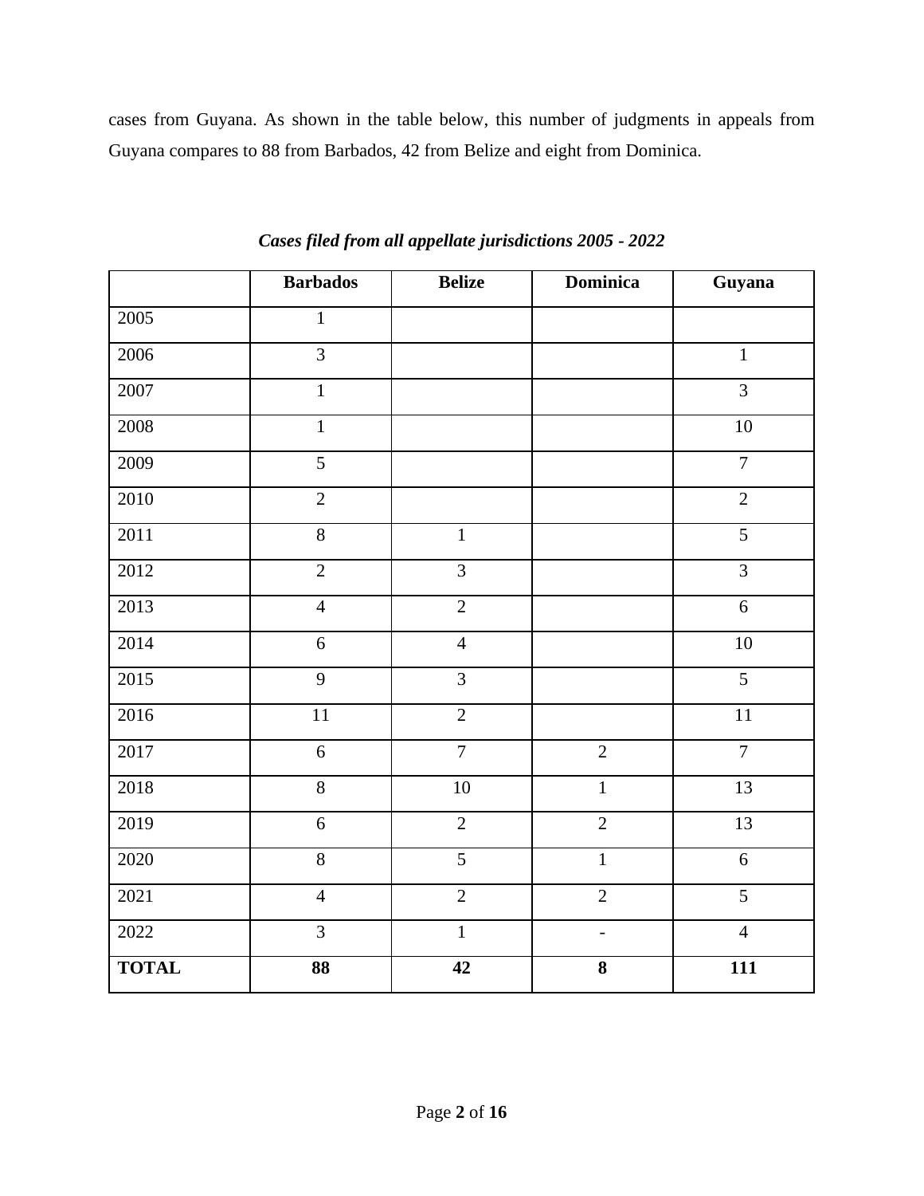cases from Guyana. As shown in the table below, this number of judgments in appeals from Guyana compares to 88 from Barbados, 42 from Belize and eight from Dominica.

***Cases filed from all appellate jurisdictions 2005 - 2022***

| | **Barbados** | **Belize** | **Dominica** | **Guyana** |
|---|---|---|---|---|
| 2005 | 1 | | | |
| 2006 | 3 | | | 1 |
| 2007 | 1 | | | 3 |
| 2008 | 1 | | | 10 |
| 2009 | 5 | | | 7 |
| 2010 | 2 | | | 2 |
| 2011 | 8 | 1 | | 5 |
| 2012 | 2 | 3 | | 3 |
| 2013 | 4 | 2 | | 6 |
| 2014 | 6 | 4 | | 10 |
| 2015 | 9 | 3 | | 5 |
| 2016 | 11 | 2 | | 11 |
| 2017 | 6 | 7 | 2 | 7 |
| 2018 | 8 | 10 | 1 | 13 |
| 2019 | 6 | 2 | 2 | 13 |
| 2020 | 8 | 5 | 1 | 6 |
| 2021 | 4 | 2 | 2 | 5 |
| 2022 | 3 | 1 | - | 4 |
| **TOTAL** | **88** | **42** | **8** | **111** |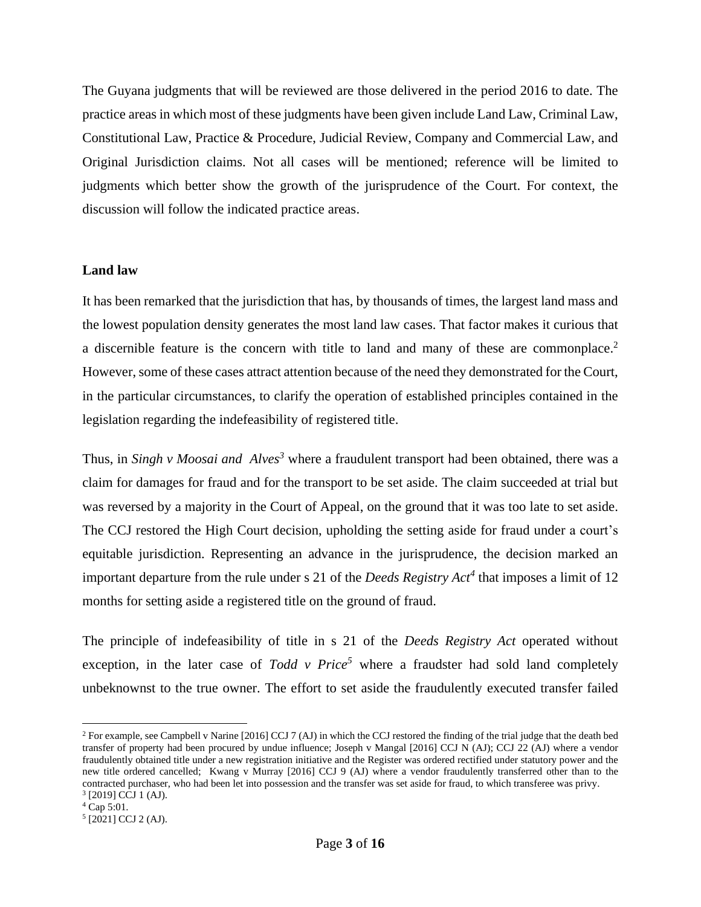The Guyana judgments that will be reviewed are those delivered in the period 2016 to date. The practice areas in which most of these judgments have been given include Land Law, Criminal Law, Constitutional Law, Practice & Procedure, Judicial Review, Company and Commercial Law, and Original Jurisdiction claims. Not all cases will be mentioned; reference will be limited to judgments which better show the growth of the jurisprudence of the Court. For context, the discussion will follow the indicated practice areas.

**Land law**

It has been remarked that the jurisdiction that has, by thousands of times, the largest land mass and the lowest population density generates the most land law cases. That factor makes it curious that a discernible feature is the concern with title to land and many of these are commonplace.[2] However, some of these cases attract attention because of the need they demonstrated for the Court, in the particular circumstances, to clarify the operation of established principles contained in the legislation regarding the indefeasibility of registered title.

Thus, in *Singh v Moosai and Alves*[3] where a fraudulent transport had been obtained, there was a claim for damages for fraud and for the transport to be set aside. The claim succeeded at trial but was reversed by a majority in the Court of Appeal, on the ground that it was too late to set aside. The CCJ restored the High Court decision, upholding the setting aside for fraud under a court's equitable jurisdiction. Representing an advance in the jurisprudence, the decision marked an important departure from the rule under s 21 of the *Deeds Registry Act*[4] that imposes a limit of 12 months for setting aside a registered title on the ground of fraud.

The principle of indefeasibility of title in s 21 of the *Deeds Registry Act* operated without exception, in the later case of *Todd v Price*[5] where a fraudster had sold land completely unbeknownst to the true owner. The effort to set aside the fraudulently executed transfer failed

---

[2] For example, see Campbell v Narine [2016] CCJ 7 (AJ) in which the CCJ restored the finding of the trial judge that the death bed transfer of property had been procured by undue influence; Joseph v Mangal [2016] CCJ N (AJ); CCJ 22 (AJ) where a vendor fraudulently obtained title under a new registration initiative and the Register was ordered rectified under statutory power and the new title ordered cancelled; Kwang v Murray [2016] CCJ 9 (AJ) where a vendor fraudulently transferred other than to the contracted purchaser, who had been let into possession and the transfer was set aside for fraud, to which transferee was privy.

[3] [2019] CCJ 1 (AJ).

[4] Cap 5:01.

[5] [2021] CCJ 2 (AJ).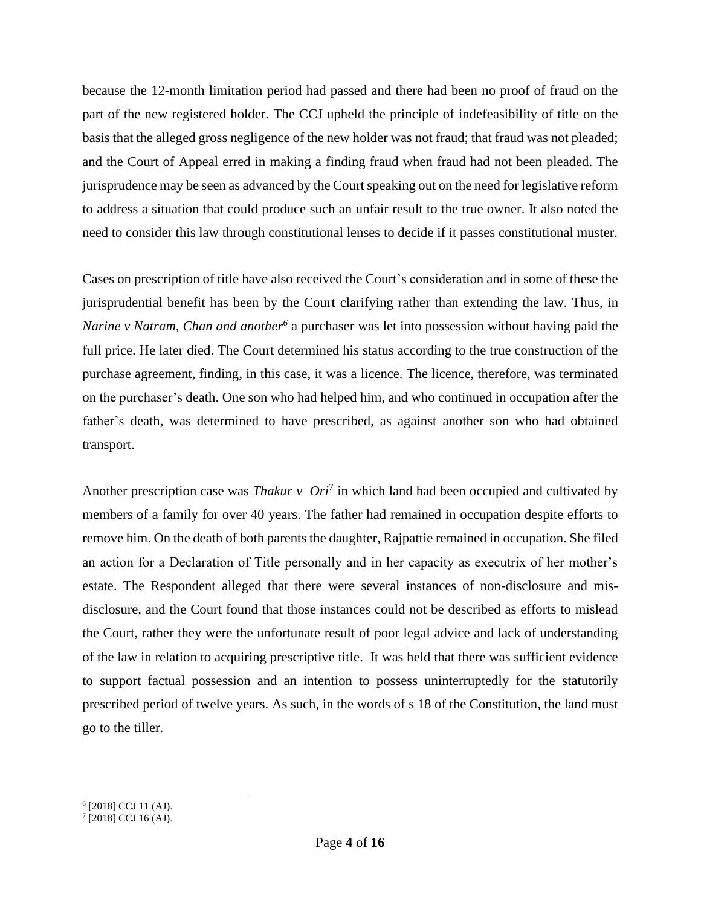because the 12-month limitation period had passed and there had been no proof of fraud on the part of the new registered holder. The CCJ upheld the principle of indefeasibility of title on the basis that the alleged gross negligence of the new holder was not fraud; that fraud was not pleaded; and the Court of Appeal erred in making a finding fraud when fraud had not been pleaded. The jurisprudence may be seen as advanced by the Court speaking out on the need for legislative reform to address a situation that could produce such an unfair result to the true owner. It also noted the need to consider this law through constitutional lenses to decide if it passes constitutional muster.

Cases on prescription of title have also received the Court's consideration and in some of these the jurisprudential benefit has been by the Court clarifying rather than extending the law. Thus, in *Narine v Natram, Chan and another*[6] a purchaser was let into possession without having paid the full price. He later died. The Court determined his status according to the true construction of the purchase agreement, finding, in this case, it was a licence. The licence, therefore, was terminated on the purchaser's death. One son who had helped him, and who continued in occupation after the father's death, was determined to have prescribed, as against another son who had obtained transport.

Another prescription case was *Thakur v Ori*[7] in which land had been occupied and cultivated by members of a family for over 40 years. The father had remained in occupation despite efforts to remove him. On the death of both parents the daughter, Rajpattie remained in occupation. She filed an action for a Declaration of Title personally and in her capacity as executrix of her mother's estate. The Respondent alleged that there were several instances of non-disclosure and mis-disclosure, and the Court found that those instances could not be described as efforts to mislead the Court, rather they were the unfortunate result of poor legal advice and lack of understanding of the law in relation to acquiring prescriptive title. It was held that there was sufficient evidence to support factual possession and an intention to possess uninterruptedly for the statutorily prescribed period of twelve years. As such, in the words of s 18 of the Constitution, the land must go to the tiller.

---

[6] [2018] CCJ 11 (AJ).

[7] [2018] CCJ 16 (AJ).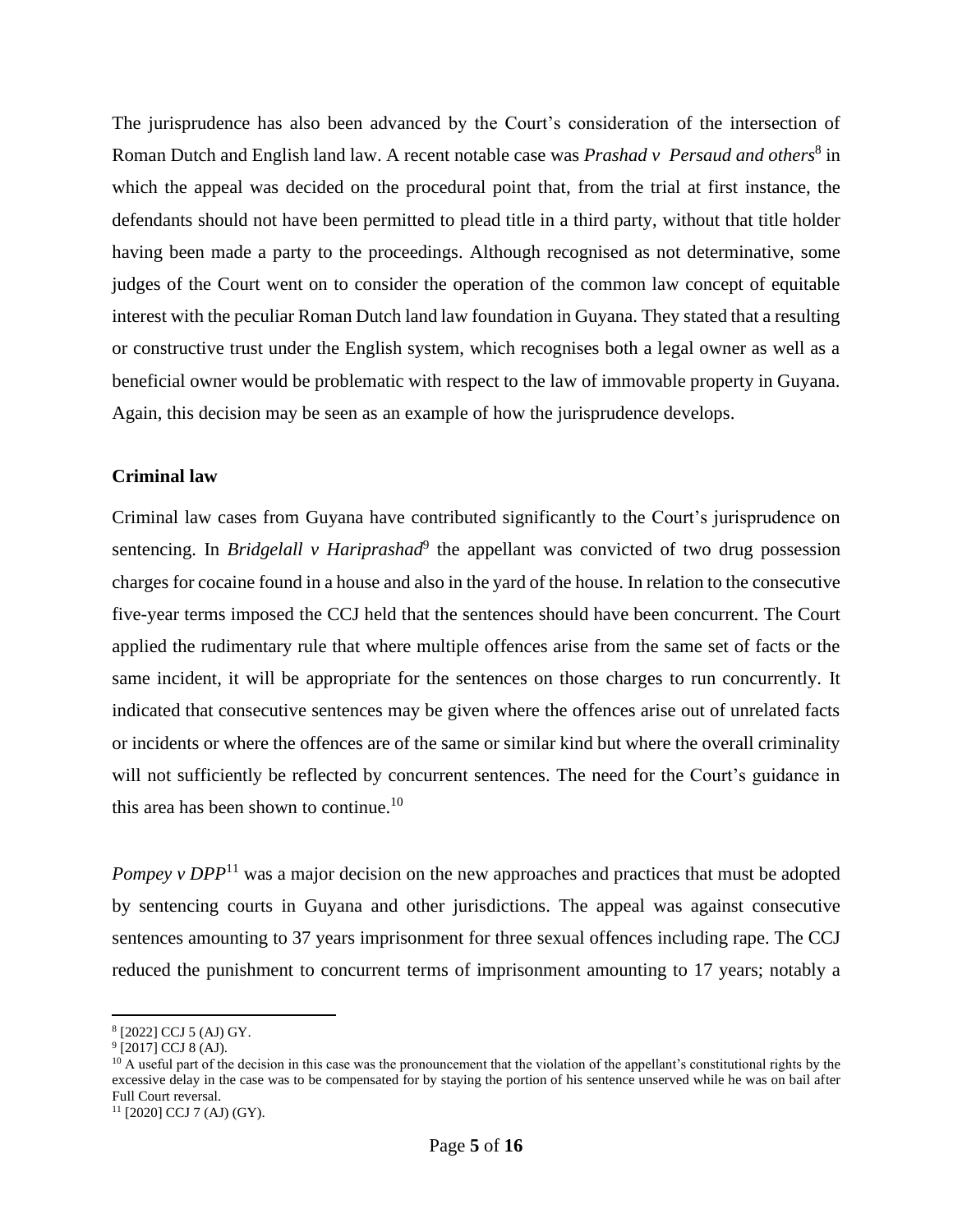The jurisprudence has also been advanced by the Court's consideration of the intersection of Roman Dutch and English land law. A recent notable case was *Prashad v Persaud and others*[8] in which the appeal was decided on the procedural point that, from the trial at first instance, the defendants should not have been permitted to plead title in a third party, without that title holder having been made a party to the proceedings. Although recognised as not determinative, some judges of the Court went on to consider the operation of the common law concept of equitable interest with the peculiar Roman Dutch land law foundation in Guyana. They stated that a resulting or constructive trust under the English system, which recognises both a legal owner as well as a beneficial owner would be problematic with respect to the law of immovable property in Guyana. Again, this decision may be seen as an example of how the jurisprudence develops.

**Criminal law**

Criminal law cases from Guyana have contributed significantly to the Court's jurisprudence on sentencing. In *Bridgelall v Hariprashad*[9] the appellant was convicted of two drug possession charges for cocaine found in a house and also in the yard of the house. In relation to the consecutive five-year terms imposed the CCJ held that the sentences should have been concurrent. The Court applied the rudimentary rule that where multiple offences arise from the same set of facts or the same incident, it will be appropriate for the sentences on those charges to run concurrently. It indicated that consecutive sentences may be given where the offences arise out of unrelated facts or incidents or where the offences are of the same or similar kind but where the overall criminality will not sufficiently be reflected by concurrent sentences. The need for the Court's guidance in this area has been shown to continue.[10]

*Pompey v DPP*[11] was a major decision on the new approaches and practices that must be adopted by sentencing courts in Guyana and other jurisdictions. The appeal was against consecutive sentences amounting to 37 years imprisonment for three sexual offences including rape. The CCJ reduced the punishment to concurrent terms of imprisonment amounting to 17 years; notably a

---

[8] [2022] CCJ 5 (AJ) GY.

[9] [2017] CCJ 8 (AJ).

[10] A useful part of the decision in this case was the pronouncement that the violation of the appellant's constitutional rights by the excessive delay in the case was to be compensated for by staying the portion of his sentence unserved while he was on bail after Full Court reversal.

[11] [2020] CCJ 7 (AJ) (GY).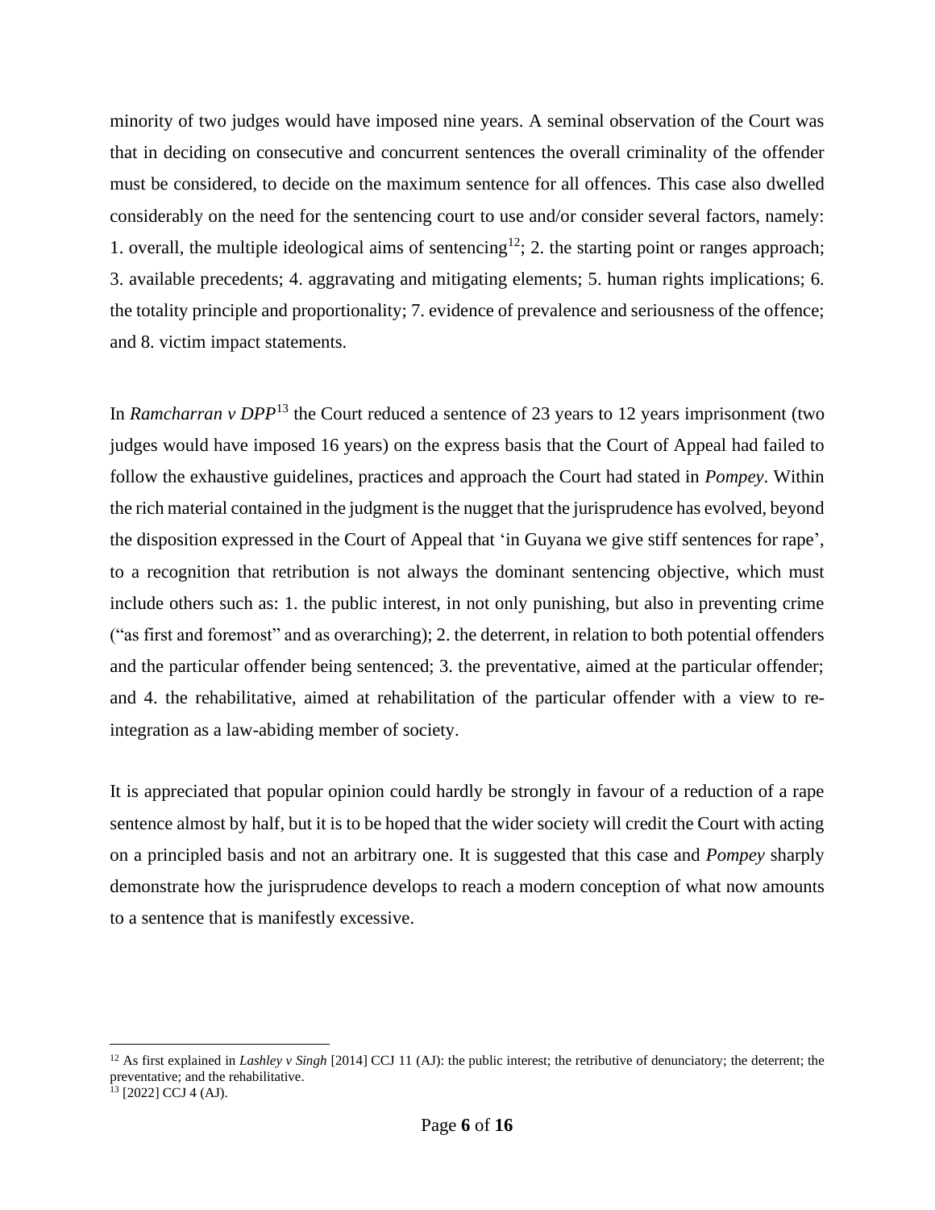minority of two judges would have imposed nine years. A seminal observation of the Court was that in deciding on consecutive and concurrent sentences the overall criminality of the offender must be considered, to decide on the maximum sentence for all offences. This case also dwelled considerably on the need for the sentencing court to use and/or consider several factors, namely: 1. overall, the multiple ideological aims of sentencing[12]; 2. the starting point or ranges approach; 3. available precedents; 4. aggravating and mitigating elements; 5. human rights implications; 6. the totality principle and proportionality; 7. evidence of prevalence and seriousness of the offence; and 8. victim impact statements.

In *Ramcharran v DPP*[13] the Court reduced a sentence of 23 years to 12 years imprisonment (two judges would have imposed 16 years) on the express basis that the Court of Appeal had failed to follow the exhaustive guidelines, practices and approach the Court had stated in *Pompey*. Within the rich material contained in the judgment is the nugget that the jurisprudence has evolved, beyond the disposition expressed in the Court of Appeal that 'in Guyana we give stiff sentences for rape', to a recognition that retribution is not always the dominant sentencing objective, which must include others such as: 1. the public interest, in not only punishing, but also in preventing crime ("as first and foremost" and as overarching); 2. the deterrent, in relation to both potential offenders and the particular offender being sentenced; 3. the preventative, aimed at the particular offender; and 4. the rehabilitative, aimed at rehabilitation of the particular offender with a view to re-integration as a law-abiding member of society.

It is appreciated that popular opinion could hardly be strongly in favour of a reduction of a rape sentence almost by half, but it is to be hoped that the wider society will credit the Court with acting on a principled basis and not an arbitrary one. It is suggested that this case and *Pompey* sharply demonstrate how the jurisprudence develops to reach a modern conception of what now amounts to a sentence that is manifestly excessive.

---

[12] As first explained in *Lashley v Singh* [2014] CCJ 11 (AJ): the public interest; the retributive of denunciatory; the deterrent; the preventative; and the rehabilitative.

[13] [2022] CCJ 4 (AJ).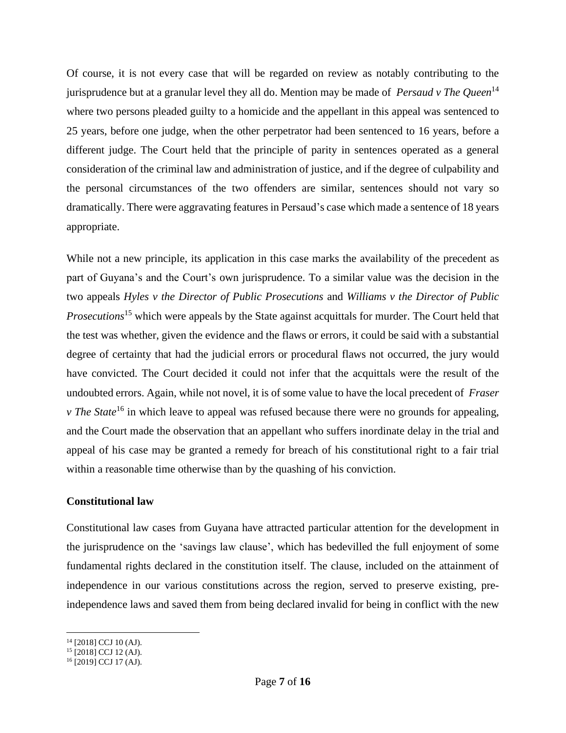Of course, it is not every case that will be regarded on review as notably contributing to the jurisprudence but at a granular level they all do. Mention may be made of *Persaud v The Queen*[14] where two persons pleaded guilty to a homicide and the appellant in this appeal was sentenced to 25 years, before one judge, when the other perpetrator had been sentenced to 16 years, before a different judge. The Court held that the principle of parity in sentences operated as a general consideration of the criminal law and administration of justice, and if the degree of culpability and the personal circumstances of the two offenders are similar, sentences should not vary so dramatically. There were aggravating features in Persaud's case which made a sentence of 18 years appropriate.

While not a new principle, its application in this case marks the availability of the precedent as part of Guyana's and the Court's own jurisprudence. To a similar value was the decision in the two appeals *Hyles v the Director of Public Prosecutions* and *Williams v the Director of Public Prosecutions*[15] which were appeals by the State against acquittals for murder. The Court held that the test was whether, given the evidence and the flaws or errors, it could be said with a substantial degree of certainty that had the judicial errors or procedural flaws not occurred, the jury would have convicted. The Court decided it could not infer that the acquittals were the result of the undoubted errors. Again, while not novel, it is of some value to have the local precedent of *Fraser v The State*[16] in which leave to appeal was refused because there were no grounds for appealing, and the Court made the observation that an appellant who suffers inordinate delay in the trial and appeal of his case may be granted a remedy for breach of his constitutional right to a fair trial within a reasonable time otherwise than by the quashing of his conviction.

**Constitutional law**

Constitutional law cases from Guyana have attracted particular attention for the development in the jurisprudence on the 'savings law clause', which has bedevilled the full enjoyment of some fundamental rights declared in the constitution itself. The clause, included on the attainment of independence in our various constitutions across the region, served to preserve existing, pre-independence laws and saved them from being declared invalid for being in conflict with the new

---

[14] [2018] CCJ 10 (AJ).

[15] [2018] CCJ 12 (AJ).

[16] [2019] CCJ 17 (AJ).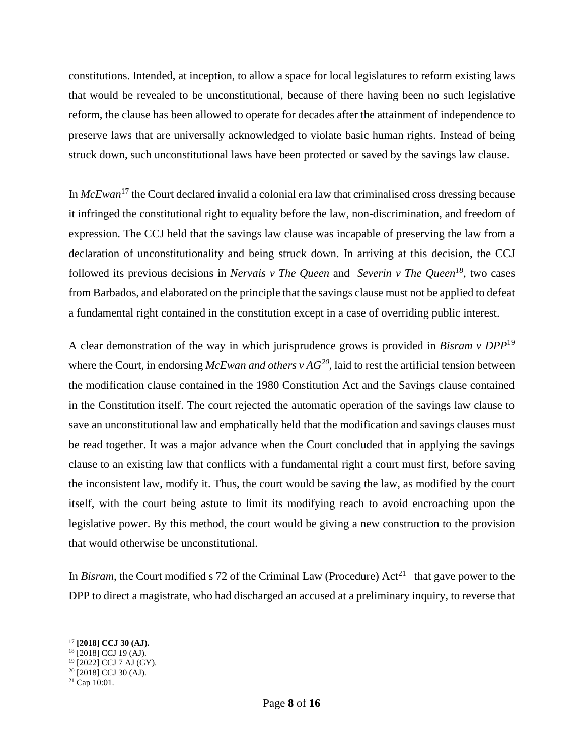constitutions. Intended, at inception, to allow a space for local legislatures to reform existing laws that would be revealed to be unconstitutional, because of there having been no such legislative reform, the clause has been allowed to operate for decades after the attainment of independence to preserve laws that are universally acknowledged to violate basic human rights. Instead of being struck down, such unconstitutional laws have been protected or saved by the savings law clause.

In *McEwan*[17] the Court declared invalid a colonial era law that criminalised cross dressing because it infringed the constitutional right to equality before the law, non-discrimination, and freedom of expression. The CCJ held that the savings law clause was incapable of preserving the law from a declaration of unconstitutionality and being struck down. In arriving at this decision, the CCJ followed its previous decisions in *Nervais v The Queen* and *Severin v The Queen*[18], two cases from Barbados, and elaborated on the principle that the savings clause must not be applied to defeat a fundamental right contained in the constitution except in a case of overriding public interest.

A clear demonstration of the way in which jurisprudence grows is provided in *Bisram v DPP*[19] where the Court, in endorsing *McEwan and others v AG*[20], laid to rest the artificial tension between the modification clause contained in the 1980 Constitution Act and the Savings clause contained in the Constitution itself. The court rejected the automatic operation of the savings law clause to save an unconstitutional law and emphatically held that the modification and savings clauses must be read together. It was a major advance when the Court concluded that in applying the savings clause to an existing law that conflicts with a fundamental right a court must first, before saving the inconsistent law, modify it. Thus, the court would be saving the law, as modified by the court itself, with the court being astute to limit its modifying reach to avoid encroaching upon the legislative power. By this method, the court would be giving a new construction to the provision that would otherwise be unconstitutional.

In *Bisram*, the Court modified s 72 of the Criminal Law (Procedure) Act[21] that gave power to the DPP to direct a magistrate, who had discharged an accused at a preliminary inquiry, to reverse that

---

[17] **[2018] CCJ 30 (AJ).**

[18] [2018] CCJ 19 (AJ).

[19] [2022] CCJ 7 AJ (GY).

[20] [2018] CCJ 30 (AJ).

[21] Cap 10:01.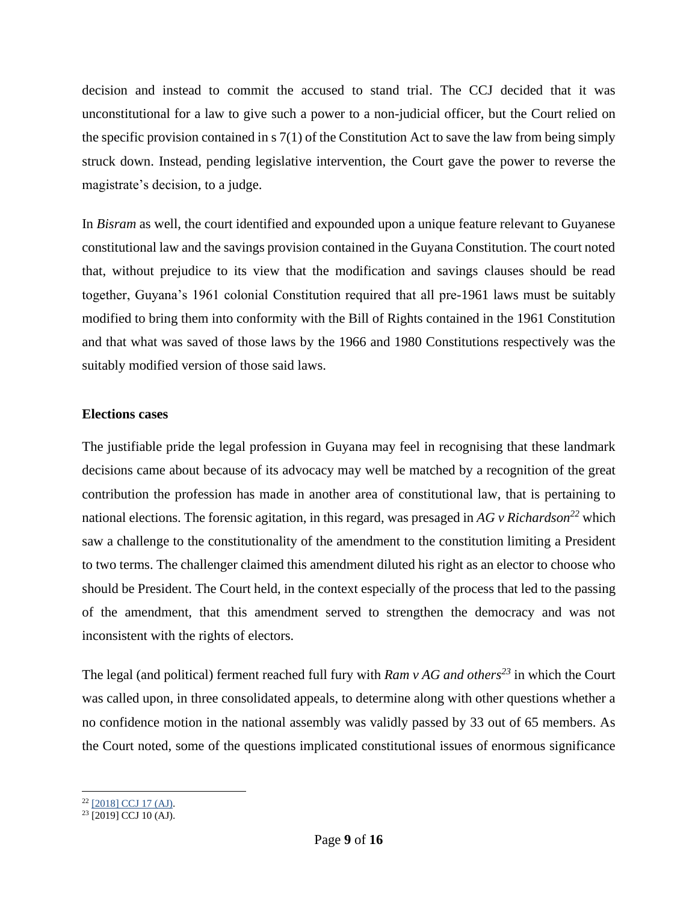decision and instead to commit the accused to stand trial. The CCJ decided that it was unconstitutional for a law to give such a power to a non-judicial officer, but the Court relied on the specific provision contained in s 7(1) of the Constitution Act to save the law from being simply struck down. Instead, pending legislative intervention, the Court gave the power to reverse the magistrate's decision, to a judge.

In *Bisram* as well, the court identified and expounded upon a unique feature relevant to Guyanese constitutional law and the savings provision contained in the Guyana Constitution. The court noted that, without prejudice to its view that the modification and savings clauses should be read together, Guyana's 1961 colonial Constitution required that all pre-1961 laws must be suitably modified to bring them into conformity with the Bill of Rights contained in the 1961 Constitution and that what was saved of those laws by the 1966 and 1980 Constitutions respectively was the suitably modified version of those said laws.

**Elections cases**

The justifiable pride the legal profession in Guyana may feel in recognising that these landmark decisions came about because of its advocacy may well be matched by a recognition of the great contribution the profession has made in another area of constitutional law, that is pertaining to national elections. The forensic agitation, in this regard, was presaged in *AG v Richardson*[22] which saw a challenge to the constitutionality of the amendment to the constitution limiting a President to two terms. The challenger claimed this amendment diluted his right as an elector to choose who should be President. The Court held, in the context especially of the process that led to the passing of the amendment, that this amendment served to strengthen the democracy and was not inconsistent with the rights of electors.

The legal (and political) ferment reached full fury with *Ram v AG and others*[23] in which the Court was called upon, in three consolidated appeals, to determine along with other questions whether a no confidence motion in the national assembly was validly passed by 33 out of 65 members. As the Court noted, some of the questions implicated constitutional issues of enormous significance

---

[22] [2018] CCJ 17 (AJ).

[23] [2019] CCJ 10 (AJ).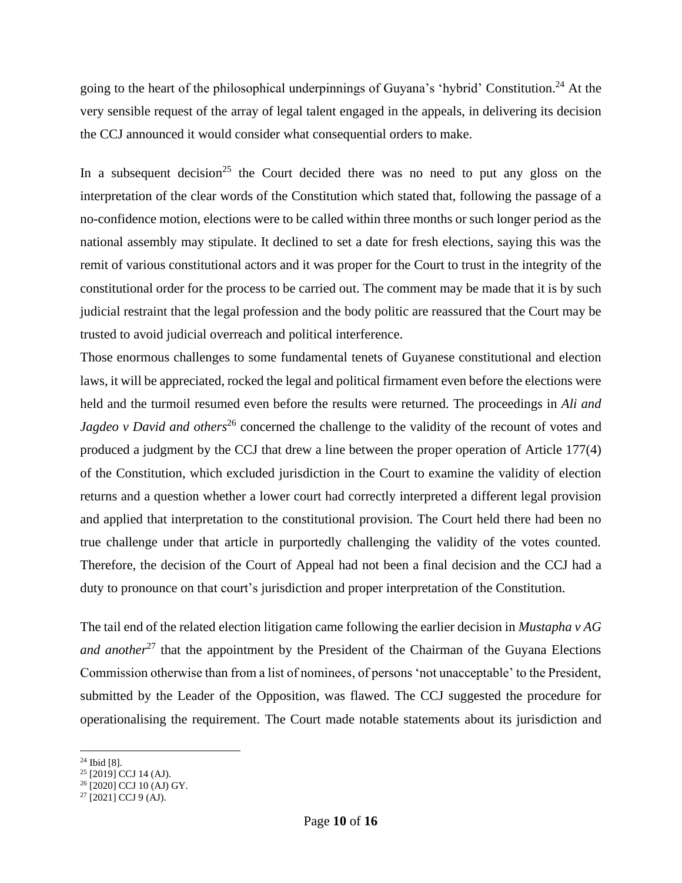going to the heart of the philosophical underpinnings of Guyana's 'hybrid' Constitution.[24] At the very sensible request of the array of legal talent engaged in the appeals, in delivering its decision the CCJ announced it would consider what consequential orders to make.

In a subsequent decision[25] the Court decided there was no need to put any gloss on the interpretation of the clear words of the Constitution which stated that, following the passage of a no-confidence motion, elections were to be called within three months or such longer period as the national assembly may stipulate. It declined to set a date for fresh elections, saying this was the remit of various constitutional actors and it was proper for the Court to trust in the integrity of the constitutional order for the process to be carried out. The comment may be made that it is by such judicial restraint that the legal profession and the body politic are reassured that the Court may be trusted to avoid judicial overreach and political interference.

Those enormous challenges to some fundamental tenets of Guyanese constitutional and election laws, it will be appreciated, rocked the legal and political firmament even before the elections were held and the turmoil resumed even before the results were returned. The proceedings in *Ali and Jagdeo v David and others*[26] concerned the challenge to the validity of the recount of votes and produced a judgment by the CCJ that drew a line between the proper operation of Article 177(4) of the Constitution, which excluded jurisdiction in the Court to examine the validity of election returns and a question whether a lower court had correctly interpreted a different legal provision and applied that interpretation to the constitutional provision. The Court held there had been no true challenge under that article in purportedly challenging the validity of the votes counted. Therefore, the decision of the Court of Appeal had not been a final decision and the CCJ had a duty to pronounce on that court's jurisdiction and proper interpretation of the Constitution.

The tail end of the related election litigation came following the earlier decision in *Mustapha v AG and another*[27] that the appointment by the President of the Chairman of the Guyana Elections Commission otherwise than from a list of nominees, of persons 'not unacceptable' to the President, submitted by the Leader of the Opposition, was flawed. The CCJ suggested the procedure for operationalising the requirement. The Court made notable statements about its jurisdiction and

---

[24] Ibid [8].

[25] [2019] CCJ 14 (AJ).

[26] [2020] CCJ 10 (AJ) GY.

[27] [2021] CCJ 9 (AJ).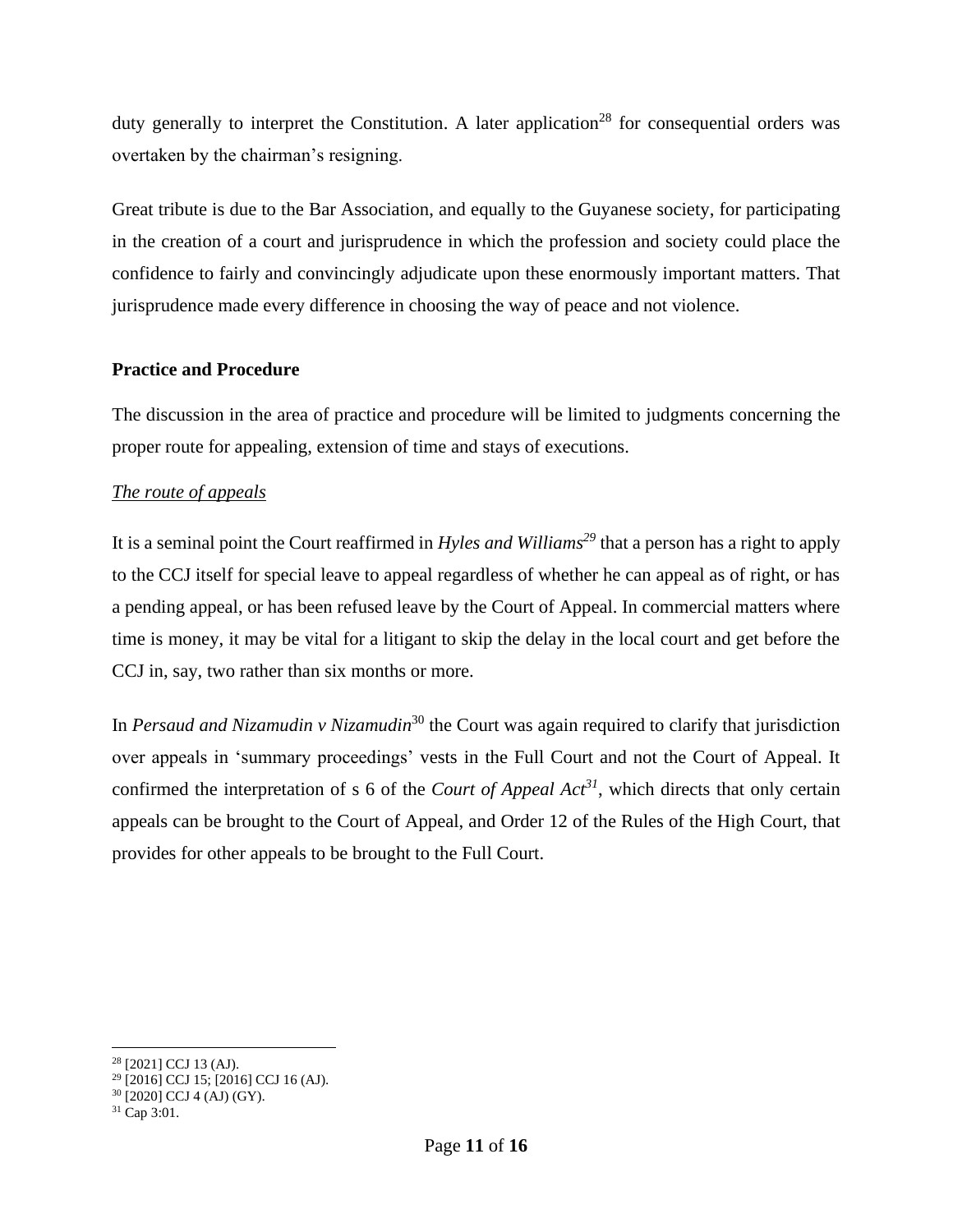duty generally to interpret the Constitution. A later application[28] for consequential orders was overtaken by the chairman's resigning.

Great tribute is due to the Bar Association, and equally to the Guyanese society, for participating in the creation of a court and jurisprudence in which the profession and society could place the confidence to fairly and convincingly adjudicate upon these enormously important matters. That jurisprudence made every difference in choosing the way of peace and not violence.

**Practice and Procedure**

The discussion in the area of practice and procedure will be limited to judgments concerning the proper route for appealing, extension of time and stays of executions.

*The route of appeals*

It is a seminal point the Court reaffirmed in *Hyles and Williams*[29] that a person has a right to apply to the CCJ itself for special leave to appeal regardless of whether he can appeal as of right, or has a pending appeal, or has been refused leave by the Court of Appeal. In commercial matters where time is money, it may be vital for a litigant to skip the delay in the local court and get before the CCJ in, say, two rather than six months or more.

In *Persaud and Nizamudin v Nizamudin*[30] the Court was again required to clarify that jurisdiction over appeals in 'summary proceedings' vests in the Full Court and not the Court of Appeal. It confirmed the interpretation of s 6 of the *Court of Appeal Act*[31], which directs that only certain appeals can be brought to the Court of Appeal, and Order 12 of the Rules of the High Court, that provides for other appeals to be brought to the Full Court.

---

[28] [2021] CCJ 13 (AJ).

[29] [2016] CCJ 15; [2016] CCJ 16 (AJ).

[30] [2020] CCJ 4 (AJ) (GY).

[31] Cap 3:01.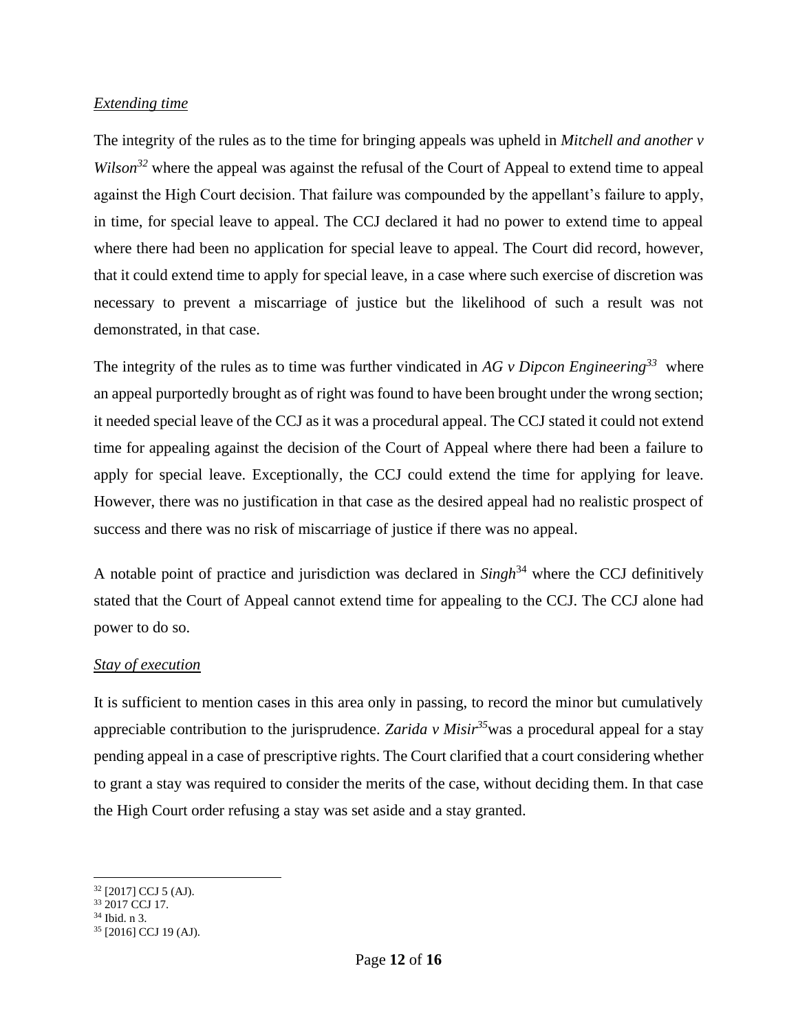## *Extending time*

The integrity of the rules as to the time for bringing appeals was upheld in *Mitchell and another v Wilson*[32] where the appeal was against the refusal of the Court of Appeal to extend time to appeal against the High Court decision. That failure was compounded by the appellant's failure to apply, in time, for special leave to appeal. The CCJ declared it had no power to extend time to appeal where there had been no application for special leave to appeal. The Court did record, however, that it could extend time to apply for special leave, in a case where such exercise of discretion was necessary to prevent a miscarriage of justice but the likelihood of such a result was not demonstrated, in that case.

The integrity of the rules as to time was further vindicated in *AG v Dipcon Engineering*[33] where an appeal purportedly brought as of right was found to have been brought under the wrong section; it needed special leave of the CCJ as it was a procedural appeal. The CCJ stated it could not extend time for appealing against the decision of the Court of Appeal where there had been a failure to apply for special leave. Exceptionally, the CCJ could extend the time for applying for leave. However, there was no justification in that case as the desired appeal had no realistic prospect of success and there was no risk of miscarriage of justice if there was no appeal.

A notable point of practice and jurisdiction was declared in *Singh*[34] where the CCJ definitively stated that the Court of Appeal cannot extend time for appealing to the CCJ. The CCJ alone had power to do so.

## *Stay of execution*

It is sufficient to mention cases in this area only in passing, to record the minor but cumulatively appreciable contribution to the jurisprudence. *Zarida v Misir*[35] was a procedural appeal for a stay pending appeal in a case of prescriptive rights. The Court clarified that a court considering whether to grant a stay was required to consider the merits of the case, without deciding them. In that case the High Court order refusing a stay was set aside and a stay granted.

---

[32] [2017] CCJ 5 (AJ).

[33] 2017 CCJ 17.

[34] Ibid. n 3.

[35] [2016] CCJ 19 (AJ).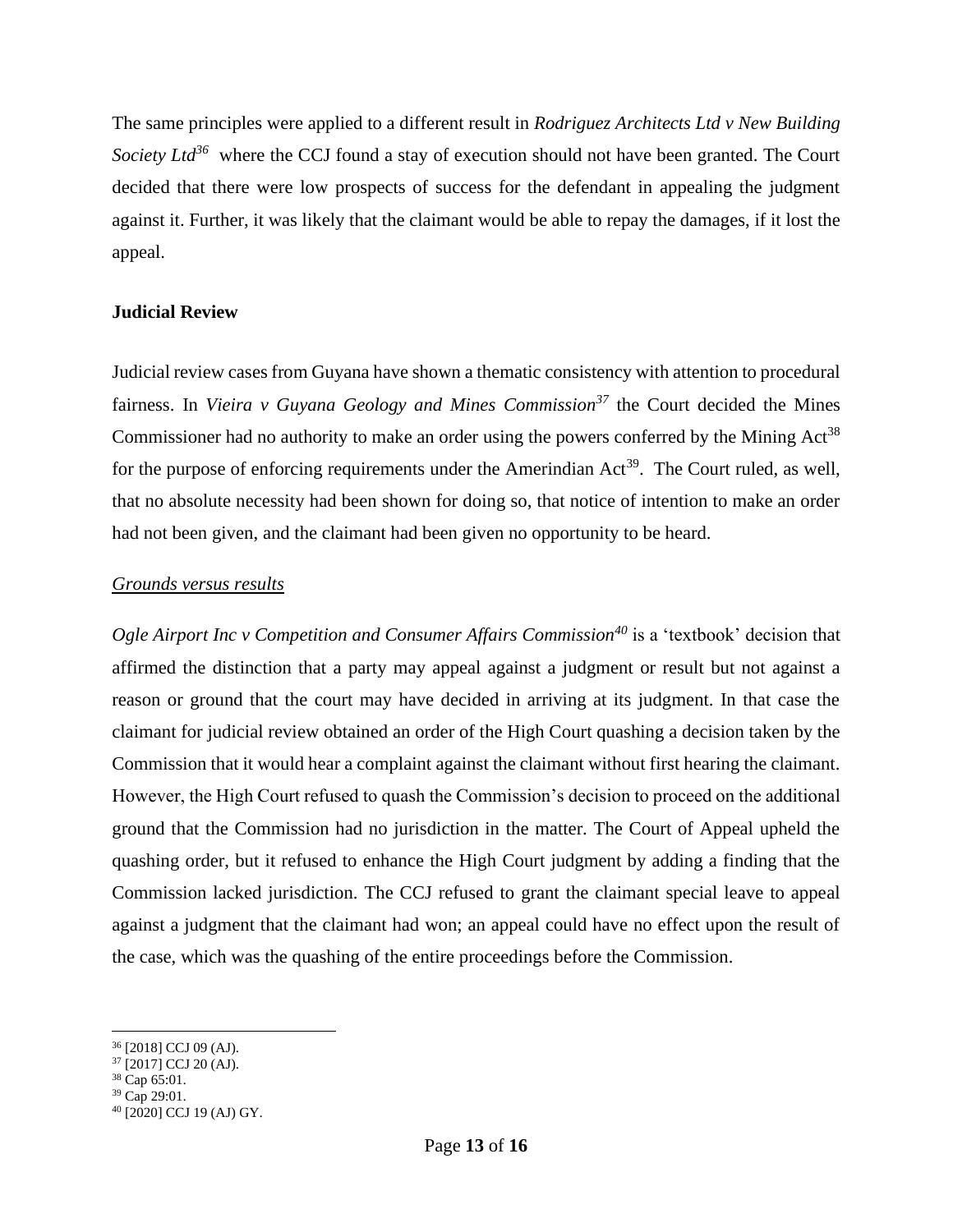The same principles were applied to a different result in *Rodriguez Architects Ltd v New Building Society Ltd*[36] where the CCJ found a stay of execution should not have been granted. The Court decided that there were low prospects of success for the defendant in appealing the judgment against it. Further, it was likely that the claimant would be able to repay the damages, if it lost the appeal.

**Judicial Review**

Judicial review cases from Guyana have shown a thematic consistency with attention to procedural fairness. In *Vieira v Guyana Geology and Mines Commission*[37] the Court decided the Mines Commissioner had no authority to make an order using the powers conferred by the Mining Act[38] for the purpose of enforcing requirements under the Amerindian Act[39]. The Court ruled, as well, that no absolute necessity had been shown for doing so, that notice of intention to make an order had not been given, and the claimant had been given no opportunity to be heard.

<u>*Grounds versus results*</u>

*Ogle Airport Inc v Competition and Consumer Affairs Commission*[40] is a 'textbook' decision that affirmed the distinction that a party may appeal against a judgment or result but not against a reason or ground that the court may have decided in arriving at its judgment. In that case the claimant for judicial review obtained an order of the High Court quashing a decision taken by the Commission that it would hear a complaint against the claimant without first hearing the claimant. However, the High Court refused to quash the Commission's decision to proceed on the additional ground that the Commission had no jurisdiction in the matter. The Court of Appeal upheld the quashing order, but it refused to enhance the High Court judgment by adding a finding that the Commission lacked jurisdiction. The CCJ refused to grant the claimant special leave to appeal against a judgment that the claimant had won; an appeal could have no effect upon the result of the case, which was the quashing of the entire proceedings before the Commission.

---

[36] [2018] CCJ 09 (AJ).

[37] [2017] CCJ 20 (AJ).

[38] Cap 65:01.

[39] Cap 29:01.

[40] [2020] CCJ 19 (AJ) GY.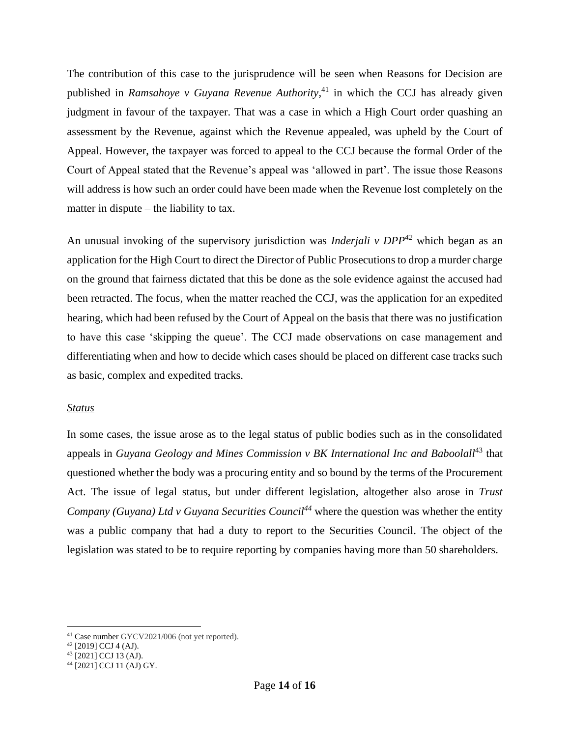The contribution of this case to the jurisprudence will be seen when Reasons for Decision are published in *Ramsahoye v Guyana Revenue Authority*,[41] in which the CCJ has already given judgment in favour of the taxpayer. That was a case in which a High Court order quashing an assessment by the Revenue, against which the Revenue appealed, was upheld by the Court of Appeal. However, the taxpayer was forced to appeal to the CCJ because the formal Order of the Court of Appeal stated that the Revenue's appeal was 'allowed in part'. The issue those Reasons will address is how such an order could have been made when the Revenue lost completely on the matter in dispute – the liability to tax.

An unusual invoking of the supervisory jurisdiction was *Inderjali v DPP*[42] which began as an application for the High Court to direct the Director of Public Prosecutions to drop a murder charge on the ground that fairness dictated that this be done as the sole evidence against the accused had been retracted. The focus, when the matter reached the CCJ, was the application for an expedited hearing, which had been refused by the Court of Appeal on the basis that there was no justification to have this case 'skipping the queue'. The CCJ made observations on case management and differentiating when and how to decide which cases should be placed on different case tracks such as basic, complex and expedited tracks.

*<u>Status</u>*

In some cases, the issue arose as to the legal status of public bodies such as in the consolidated appeals in *Guyana Geology and Mines Commission v BK International Inc and Baboolall*[43] that questioned whether the body was a procuring entity and so bound by the terms of the Procurement Act. The issue of legal status, but under different legislation, altogether also arose in *Trust Company (Guyana) Ltd v Guyana Securities Council*[44] where the question was whether the entity was a public company that had a duty to report to the Securities Council. The object of the legislation was stated to be to require reporting by companies having more than 50 shareholders.

---

[41] Case number GYCV2021/006 (not yet reported).

[42] [2019] CCJ 4 (AJ).

[43] [2021] CCJ 13 (AJ).

[44] [2021] CCJ 11 (AJ) GY.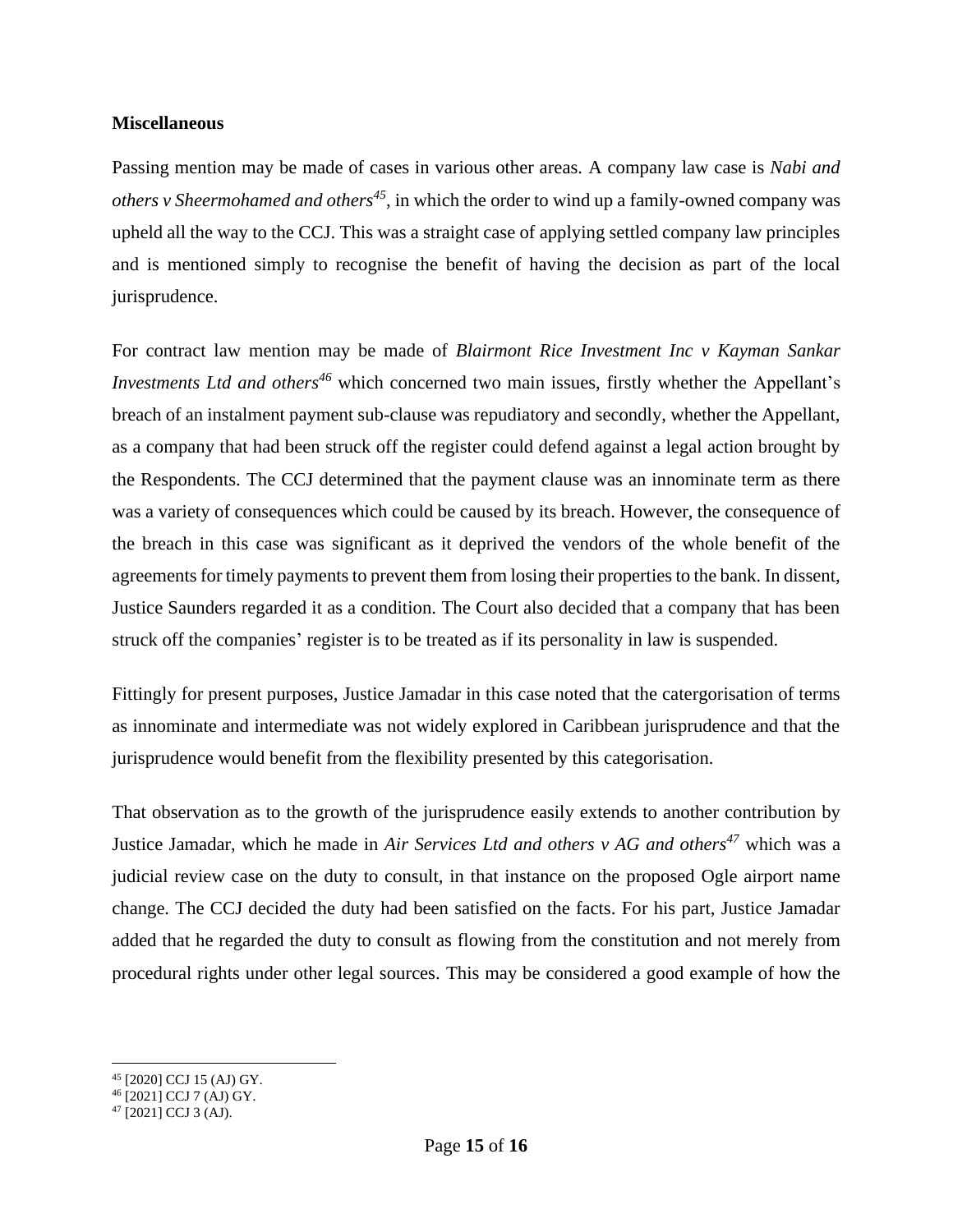**Miscellaneous**

Passing mention may be made of cases in various other areas. A company law case is *Nabi and others v Sheermohamed and others*[45], in which the order to wind up a family-owned company was upheld all the way to the CCJ. This was a straight case of applying settled company law principles and is mentioned simply to recognise the benefit of having the decision as part of the local jurisprudence.

For contract law mention may be made of *Blairmont Rice Investment Inc v Kayman Sankar Investments Ltd and others*[46] which concerned two main issues, firstly whether the Appellant's breach of an instalment payment sub-clause was repudiatory and secondly, whether the Appellant, as a company that had been struck off the register could defend against a legal action brought by the Respondents. The CCJ determined that the payment clause was an innominate term as there was a variety of consequences which could be caused by its breach. However, the consequence of the breach in this case was significant as it deprived the vendors of the whole benefit of the agreements for timely payments to prevent them from losing their properties to the bank. In dissent, Justice Saunders regarded it as a condition. The Court also decided that a company that has been struck off the companies' register is to be treated as if its personality in law is suspended.

Fittingly for present purposes, Justice Jamadar in this case noted that the catergorisation of terms as innominate and intermediate was not widely explored in Caribbean jurisprudence and that the jurisprudence would benefit from the flexibility presented by this categorisation.

That observation as to the growth of the jurisprudence easily extends to another contribution by Justice Jamadar, which he made in *Air Services Ltd and others v AG and others*[47] which was a judicial review case on the duty to consult, in that instance on the proposed Ogle airport name change. The CCJ decided the duty had been satisfied on the facts. For his part, Justice Jamadar added that he regarded the duty to consult as flowing from the constitution and not merely from procedural rights under other legal sources. This may be considered a good example of how the

---

[45] [2020] CCJ 15 (AJ) GY.

[46] [2021] CCJ 7 (AJ) GY.

[47] [2021] CCJ 3 (AJ).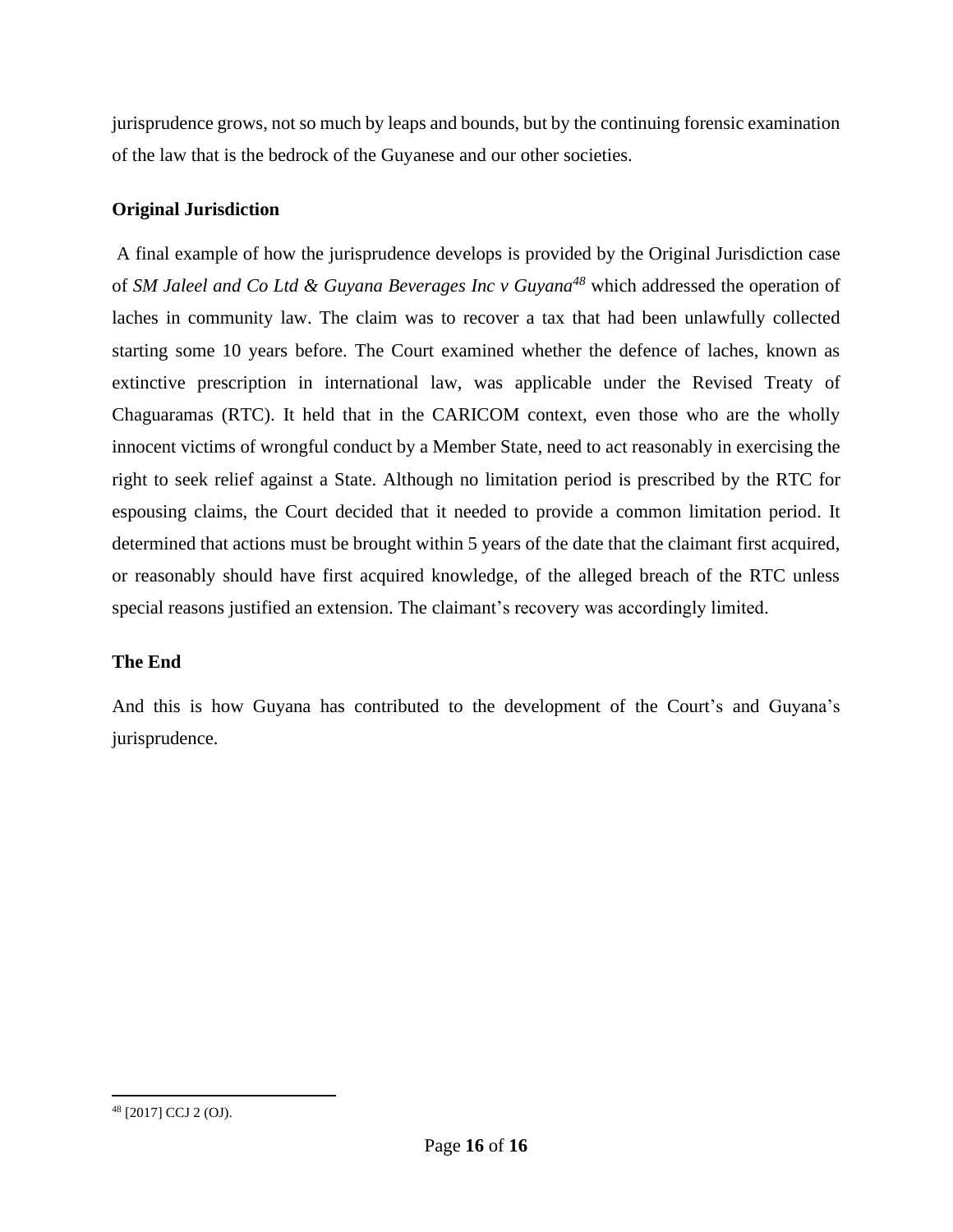jurisprudence grows, not so much by leaps and bounds, but by the continuing forensic examination of the law that is the bedrock of the Guyanese and our other societies.

**Original Jurisdiction**

A final example of how the jurisprudence develops is provided by the Original Jurisdiction case of *SM Jaleel and Co Ltd & Guyana Beverages Inc v Guyana*[48] which addressed the operation of laches in community law. The claim was to recover a tax that had been unlawfully collected starting some 10 years before. The Court examined whether the defence of laches, known as extinctive prescription in international law, was applicable under the Revised Treaty of Chaguaramas (RTC). It held that in the CARICOM context, even those who are the wholly innocent victims of wrongful conduct by a Member State, need to act reasonably in exercising the right to seek relief against a State. Although no limitation period is prescribed by the RTC for espousing claims, the Court decided that it needed to provide a common limitation period. It determined that actions must be brought within 5 years of the date that the claimant first acquired, or reasonably should have first acquired knowledge, of the alleged breach of the RTC unless special reasons justified an extension. The claimant's recovery was accordingly limited.

**The End**

And this is how Guyana has contributed to the development of the Court's and Guyana's jurisprudence.

---

[48] [2017] CCJ 2 (OJ).